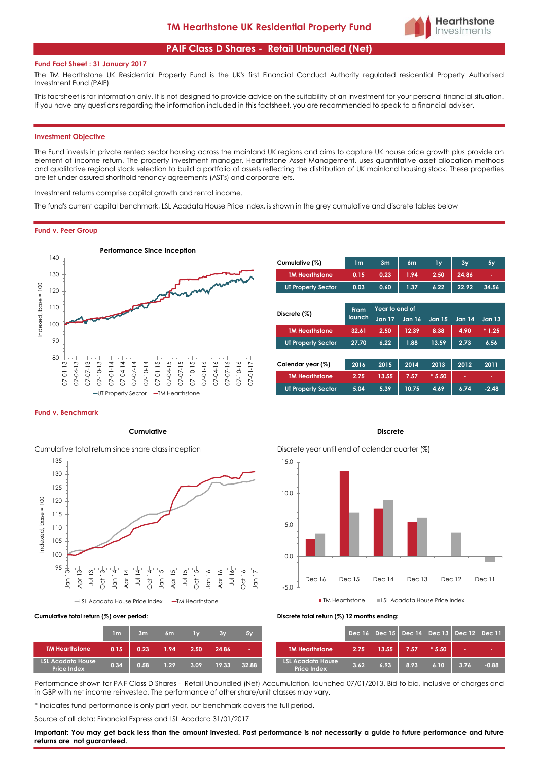# TM Hearthstone UK Residential Property Fund

## PAIF Class D Shares - Retail Unbundled (Net)

**Fund Fact Sheet : 31 January 2017**

The TM Hearthstone UK Residential Property Fund is the UK's first Financial Conduct Authority regulated residential Property Authorised Investment Fund (PAIF)

This factsheet is for information only. It is not designed to provide advice on the suitability of an investment for your personal financial situation. If you have any questions regarding the information included in this factsheet, you are recommended to speak to a financial adviser.

### Investment Objective

The Fund invests in private rented sector housing across the mainland UK regions and aims to capture UK house price growth plus provide an element of income return. The property investment manager, Hearthstone Asset Management, uses quantitative asset allocation methods and qualitative regional stock selection to build a portfolio of assets reflecting the distribution of UK mainland housing stock. These properties are let under assured shorthold tenancy agreements (AST's) and corporate lets.

Investment returns comprise capital growth and rental income.

The fund's current capital benchmark, LSL Acadata House Price Index, is shown in the grey cumulative and discrete tables below

### Fund v. Peer Group

**Performance Since Inception**

| Cumulative (%) | 1m | 3m | 6m | 1y | 3y | 5y |
|---|---|---|---|---|---|---|
| TM Hearthstone | 0.15 | 0.23 | 1.94 | 2.50 | 24.86 | - |
| UT Property Sector | 0.03 | 0.60 | 1.37 | 6.22 | 22.92 | 34.56 |

| Discrete (%) | From launch | Year to end of | | | | |
|---|---|---|---|---|---|---|
| | | Jan 17 | Jan 16 | Jan 15 | Jan 14 | Jan 13 |
| TM Hearthstone | 32.61 | 2.50 | 12.39 | 8.38 | 4.90 | * 1.25 |
| UT Property Sector | 27.70 | 6.22 | 1.88 | 13.59 | 2.73 | 6.56 |

| Calendar year (%) | 2016 | 2015 | 2014 | 2013 | 2012 | 2011 |
|---|---|---|---|---|---|---|
| TM Hearthstone | 2.75 | 13.55 | 7.57 | * 5.50 | - | - |
| UT Property Sector | 5.04 | 5.39 | 10.75 | 4.69 | 6.74 | -2.48 |

### Fund v. Benchmark

**Cumulative**

Cumulative total return since share class inception

**Discrete**

Discrete year until end of calendar quarter (%)

**Cumulative total return (%) over period:**

| | 1m | 3m | 6m | 1y | 3y | 5y |
|---|---|---|---|---|---|---|
| TM Hearthstone | 0.15 | 0.23 | 1.94 | 2.50 | 24.86 | - |
| LSL Acadata House Price Index | 0.34 | 0.58 | 1.29 | 3.09 | 19.33 | 32.88 |

**Discrete total return (%) 12 months ending:**

| | Dec 16 | Dec 15 | Dec 14 | Dec 13 | Dec 12 | Dec 11 |
|---|---|---|---|---|---|---|
| TM Hearthstone | 2.75 | 13.55 | 7.57 | * 5.50 | - | - |
| LSL Acadata House Price Index | 3.62 | 6.93 | 8.93 | 6.10 | 3.76 | -0.88 |

Performance shown for PAIF Class D Shares - Retail Unbundled (Net) Accumulation, launched 07/01/2013. Bid to bid, inclusive of charges and in GBP with net income reinvested. The performance of other share/unit classes may vary.

* Indicates fund performance is only part-year, but benchmark covers the full period.

Source of all data: Financial Express and LSL Acadata 31/01/2017

**Important: You may get back less than the amount invested. Past performance is not necessarily a guide to future performance and future returns are not guaranteed.**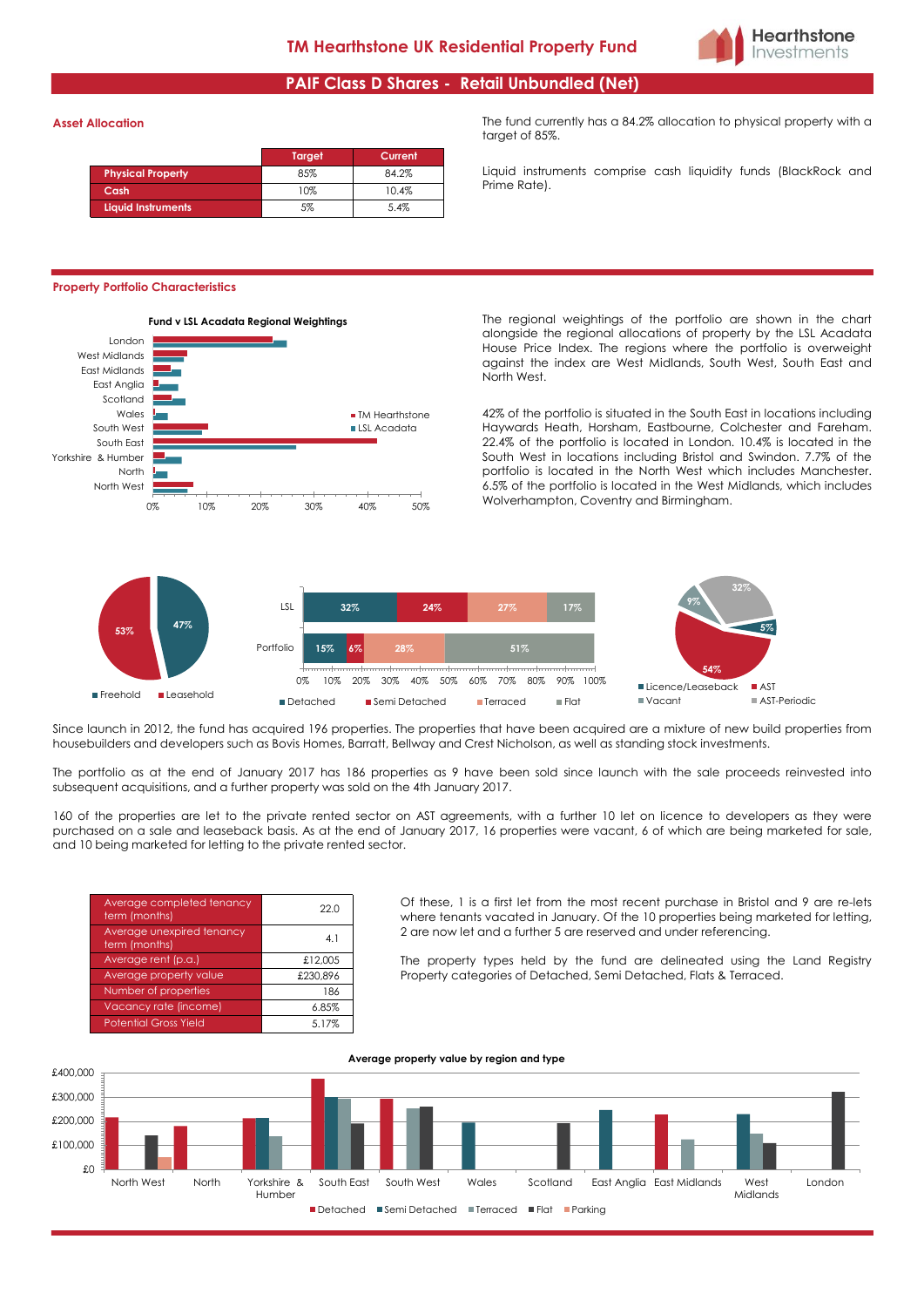# TM Hearthstone UK Residential Property Fund

## PAIF Class D Shares - Retail Unbundled (Net)

### Asset Allocation

| | Target | Current |
|---|---|---|
| Physical Property | 85% | 84.2% |
| Cash | 10% | 10.4% |
| Liquid Instruments | 5% | 5.4% |

The fund currently has a 84.2% allocation to physical property with a target of 85%.

Liquid instruments comprise cash liquidity funds (BlackRock and Prime Rate).

### Property Portfolio Characteristics

**Fund v LSL Acadata Regional Weightings**

The regional weightings of the portfolio are shown in the chart alongside the regional allocations of property by the LSL Acadata House Price Index. The regions where the portfolio is overweight against the index are West Midlands, South West, South East and North West.

42% of the portfolio is situated in the South East in locations including Haywards Heath, Horsham, Eastbourne, Colchester and Fareham. 22.4% of the portfolio is located in London. 10.4% is located in the South West in locations including Bristol and Swindon. 7.7% of the portfolio is located in the North West which includes Manchester. 6.5% of the portfolio is located in the West Midlands, which includes Wolverhampton, Coventry and Birmingham.

Since launch in 2012, the fund has acquired 196 properties. The properties that have been acquired are a mixture of new build properties from housebuilders and developers such as Bovis Homes, Barratt, Bellway and Crest Nicholson, as well as standing stock investments.

The portfolio as at the end of January 2017 has 186 properties as 9 have been sold since launch with the sale proceeds reinvested into subsequent acquisitions, and a further property was sold on the 4th January 2017.

160 of the properties are let to the private rented sector on AST agreements, with a further 10 let on licence to developers as they were purchased on a sale and leaseback basis. As at the end of January 2017, 16 properties were vacant, 6 of which are being marketed for sale, and 10 being marketed for letting to the private rented sector.

| | |
|---|---|
| Average completed tenancy term (months) | 22.0 |
| Average unexpired tenancy term (months) | 4.1 |
| Average rent (p.a.) | £12,005 |
| Average property value | £230,896 |
| Number of properties | 186 |
| Vacancy rate (income) | 6.85% |
| Potential Gross Yield | 5.17% |

Of these, 1 is a first let from the most recent purchase in Bristol and 9 are re-lets where tenants vacated in January. Of the 10 properties being marketed for letting, 2 are now let and a further 5 are reserved and under referencing.

The property types held by the fund are delineated using the Land Registry Property categories of Detached, Semi Detached, Flats & Terraced.

**Average property value by region and type**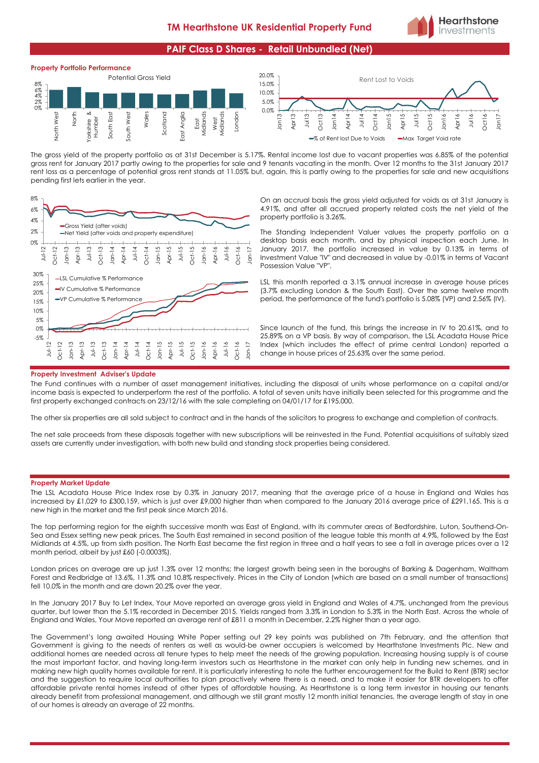# TM Hearthstone UK Residential Property Fund

## PAIF Class D Shares - Retail Unbundled (Net)

### Property Portfolio Performance

The gross yield of the property portfolio as at 31st December is 5.17%. Rental income lost due to vacant properties was 6.85% of the potential gross rent for January 2017 partly owing to the properties for sale and 9 tenants vacating in the month. Over 12 months to the 31st January 2017 rent loss as a percentage of potential gross rent stands at 11.05% but, again, this is partly owing to the properties for sale and new acquisitions pending first lets earlier in the year.

On an accrual basis the gross yield adjusted for voids as at 31st January is 4.91%, and after all accrued property related costs the net yield of the property portfolio is 3.26%.

The Standing Independent Valuer values the property portfolio on a desktop basis each month, and by physical inspection each June. In January 2017, the portfolio increased in value by 0.13% in terms of Investment Value "IV" and decreased in value by -0.01% in terms of Vacant Possession Value "VP".

LSL this month reported a 3.1% annual increase in average house prices (3.7% excluding London & the South East). Over the same twelve month period, the performance of the fund's portfolio is 5.08% (VP) and 2.56% (IV).

Since launch of the fund, this brings the increase in IV to 20.61%, and to 25.89% on a VP basis. By way of comparison, the LSL Acadata House Price Index (which includes the effect of prime central London) reported a change in house prices of 25.63% over the same period.

### Property Investment Adviser's Update

The Fund continues with a number of asset management initiatives, including the disposal of units whose performance on a capital and/or income basis is expected to underperform the rest of the portfolio. A total of seven units have initially been selected for this programme and the first property exchanged contracts on 23/12/16 with the sale completing on 04/01/17 for £195,000.

The other six properties are all sold subject to contract and in the hands of the solicitors to progress to exchange and completion of contracts.

The net sale proceeds from these disposals together with new subscriptions will be reinvested in the Fund. Potential acquisitions of suitably sized assets are currently under investigation, with both new build and standing stock properties being considered.

### Property Market Update

The LSL Acadata House Price Index rose by 0.3% in January 2017, meaning that the average price of a house in England and Wales has increased by £1,029 to £300,159, which is just over £9,000 higher than when compared to the January 2016 average price of £291,165. This is a new high in the market and the first peak since March 2016.

The top performing region for the eighth successive month was East of England, with its commuter areas of Bedfordshire, Luton, Southend-On-Sea and Essex setting new peak prices. The South East remained in second position of the league table this month at 4.9%, followed by the East Midlands at 4.5%, up from sixth position. The North East became the first region in three and a half years to see a fall in average prices over a 12 month period, albeit by just £60 (-0.0003%).

London prices on average are up just 1.3% over 12 months; the largest growth being seen in the boroughs of Barking & Dagenham, Waltham Forest and Redbridge at 13.6%, 11.3% and 10.8% respectively. Prices in the City of London (which are based on a small number of transactions) fell 10.0% in the month and are down 20.2% over the year.

In the January 2017 Buy to Let Index, Your Move reported an average gross yield in England and Wales of 4.7%, unchanged from the previous quarter, but lower than the 5.1% recorded in December 2015. Yields ranged from 3.3% in London to 5.3% in the North East. Across the whole of England and Wales, Your Move reported an average rent of £811 a month in December, 2.2% higher than a year ago.

The Government's long awaited Housing White Paper setting out 29 key points was published on 7th February, and the attention that Government is giving to the needs of renters as well as would-be owner occupiers is welcomed by Hearthstone Investments Plc. New and additional homes are needed across all tenure types to help meet the needs of the growing population. Increasing housing supply is of course the most important factor, and having long-term investors such as Hearthstone in the market can only help in funding new schemes, and in making new high quality homes available for rent. It is particularly interesting to note the further encouragement for the Build to Rent (BTR) sector and the suggestion to require local authorities to plan proactively where there is a need, and to make it easier for BTR developers to offer affordable private rental homes instead of other types of affordable housing. As Hearthstone is a long term investor in housing our tenants already benefit from professional management, and although we still grant mostly 12 month initial tenancies, the average length of stay in one of our homes is already an average of 22 months.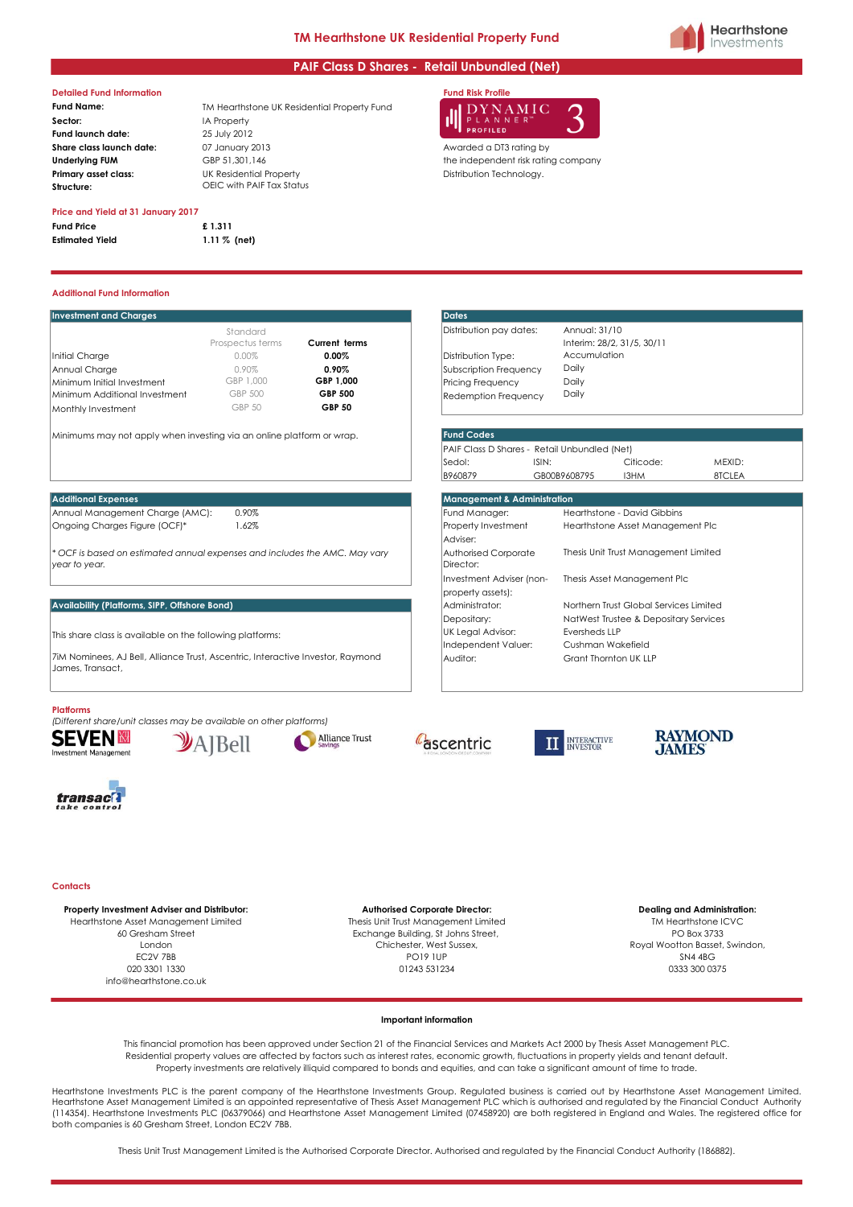# TM Hearthstone UK Residential Property Fund

## PAIF Class D Shares - Retail Unbundled (Net)

### Detailed Fund Information

| | |
|---|---|
| **Fund Name:** | TM Hearthstone UK Residential Property Fund |
| **Sector:** | IA Property |
| **Fund launch date:** | 25 July 2012 |
| **Share class launch date:** | 07 January 2013 |
| **Underlying FUM** | GBP 51,301,146 |
| **Primary asset class:** | UK Residential Property |
| **Structure:** | OEIC with PAIF Tax Status |

### Fund Risk Profile

DYNAMIC PLANNER PROFILED 3

Awarded a DT3 rating by the independent risk rating company Distribution Technology.

### Price and Yield at 31 January 2017

| | |
|---|---|
| **Fund Price** | **£ 1.311** |
| **Estimated Yield** | **1.11 % (net)** |

### Additional Fund Information

#### Investment and Charges

| | Standard Prospectus terms | Current terms |
|---|---|---|
| Initial Charge | 0.00% | **0.00%** |
| Annual Charge | 0.90% | **0.90%** |
| Minimum Initial Investment | GBP 1,000 | **GBP 1,000** |
| Minimum Additional Investment | GBP 500 | **GBP 500** |
| Monthly Investment | GBP 50 | **GBP 50** |

Minimums may not apply when investing via an online platform or wrap.

#### Dates

| | |
|---|---|
| Distribution pay dates: | Annual: 31/10<br>Interim: 28/2, 31/5, 30/11 |
| Distribution Type: | Accumulation |
| Subscription Frequency | Daily |
| Pricing Frequency | Daily |
| Redemption Frequency | Daily |

#### Fund Codes

PAIF Class D Shares - Retail Unbundled (Net)

| Sedol: | ISIN: | Citicode: | MEXID: |
|---|---|---|---|
| B960879 | GB00B9608795 | I3HM | 8TCLEA |

#### Additional Expenses

| | |
|---|---|
| Annual Management Charge (AMC): | 0.90% |
| Ongoing Charges Figure (OCF)* | 1.62% |

*\* OCF is based on estimated annual expenses and includes the AMC. May vary year to year.*

#### Management & Administration

| | |
|---|---|
| Fund Manager: | Hearthstone - David Gibbins |
| Property Investment Adviser: | Hearthstone Asset Management Plc |
| Authorised Corporate Director: | Thesis Unit Trust Management Limited |
| Investment Adviser (non-property assets): | Thesis Asset Management Plc |
| Administrator: | Northern Trust Global Services Limited |
| Depositary: | NatWest Trustee & Depositary Services |
| UK Legal Advisor: | Eversheds LLP |
| Independent Valuer: | Cushman Wakefield |
| Auditor: | Grant Thornton UK LLP |

#### Availability (Platforms, SIPP, Offshore Bond)

This share class is available on the following platforms:

7iM Nominees, AJ Bell, Alliance Trust, Ascentric, Interactive Investor, Raymond James, Transact,

### Platforms

*(Different share/unit classes may be available on other platforms)*

SEVEN Investment Management · AJBell · Alliance Trust Savings · ascentric · Interactive Investor · Raymond James · transact take control

### Contacts

**Property Investment Adviser and Distributor:**
Hearthstone Asset Management Limited
60 Gresham Street
London
EC2V 7BB
020 3301 1330
info@hearthstone.co.uk

**Authorised Corporate Director:**
Thesis Unit Trust Management Limited
Exchange Building, St Johns Street,
Chichester, West Sussex,
PO19 1UP
01243 531234

**Dealing and Administration:**
TM Hearthstone ICVC
PO Box 3733
Royal Wootton Basset, Swindon,
SN4 4BG
0333 300 0375

**Important information**

This financial promotion has been approved under Section 21 of the Financial Services and Markets Act 2000 by Thesis Asset Management PLC. Residential property values are affected by factors such as interest rates, economic growth, fluctuations in property yields and tenant default. Property investments are relatively illiquid compared to bonds and equities, and can take a significant amount of time to trade.

Hearthstone Investments PLC is the parent company of the Hearthstone Investments Group. Regulated business is carried out by Hearthstone Asset Management Limited. Hearthstone Asset Management Limited is an appointed representative of Thesis Asset Management PLC which is authorised and regulated by the Financial Conduct Authority (114354). Hearthstone Investments PLC (06379066) and Hearthstone Asset Management Limited (07458920) are both registered in England and Wales. The registered office for both companies is 60 Gresham Street, London EC2V 7BB.

Thesis Unit Trust Management Limited is the Authorised Corporate Director. Authorised and regulated by the Financial Conduct Authority (186882).